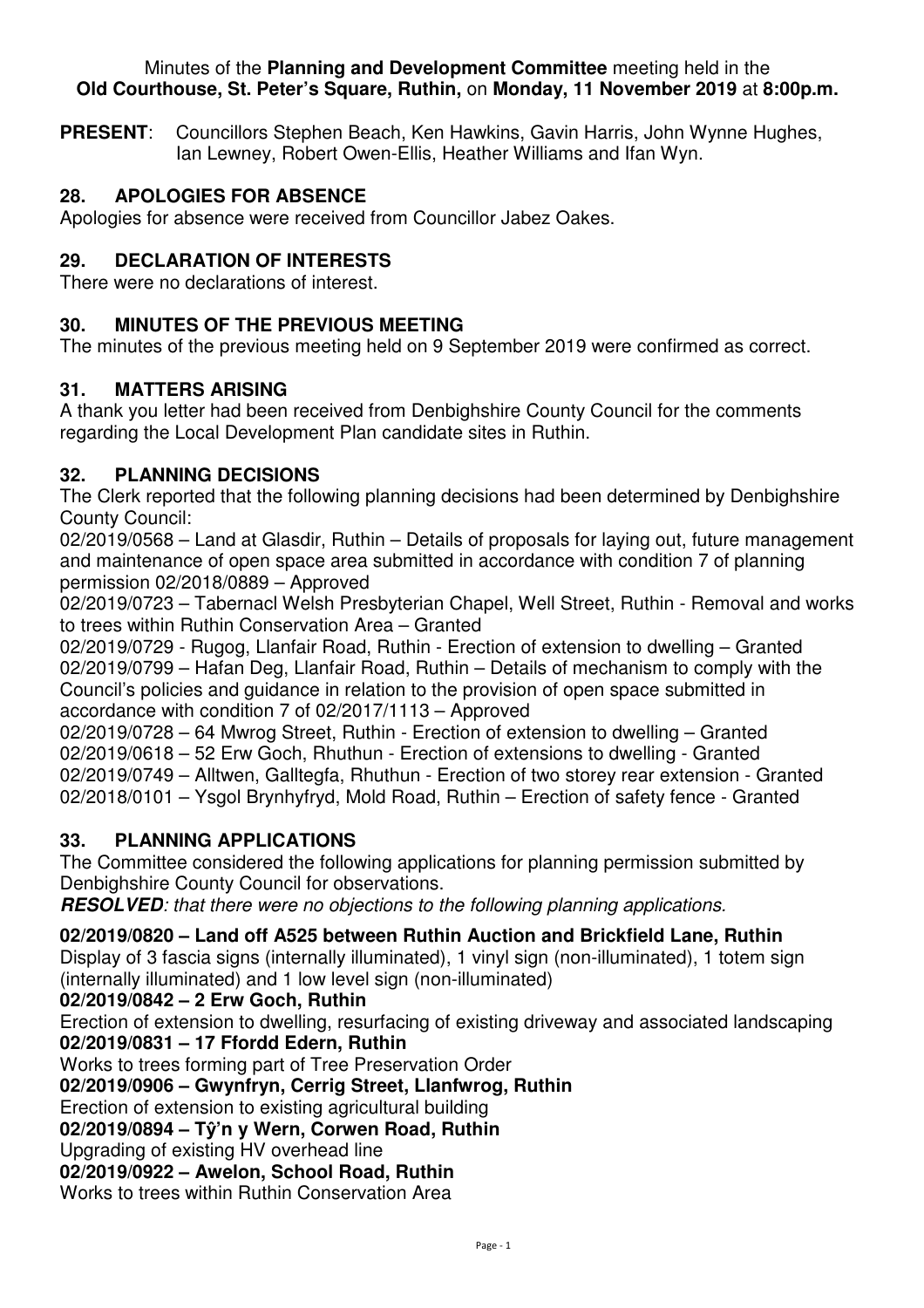Minutes of the **Planning and Development Committee** meeting held in the **Old Courthouse, St. Peter's Square, Ruthin,** on **Monday, 11 November 2019** at **8:00p.m.**

**PRESENT**: Councillors Stephen Beach, Ken Hawkins, Gavin Harris, John Wynne Hughes, Ian Lewney, Robert Owen-Ellis, Heather Williams and Ifan Wyn.

## 28. APOLOGIES FOR ABSENCE

Apologies for absence were received from Councillor Jabez Oakes.

## 29. DECLARATION OF INTERESTS

There were no declarations of interest.

## 30. MINUTES OF THE PREVIOUS MEETING

The minutes of the previous meeting held on 9 September 2019 were confirmed as correct.

## 31. MATTERS ARISING

A thank you letter had been received from Denbighshire County Council for the comments regarding the Local Development Plan candidate sites in Ruthin.

## 32. PLANNING DECISIONS

The Clerk reported that the following planning decisions had been determined by Denbighshire County Council:

02/2019/0568 – Land at Glasdir, Ruthin – Details of proposals for laying out, future management and maintenance of open space area submitted in accordance with condition 7 of planning permission 02/2018/0889 – Approved

02/2019/0723 – Tabernacl Welsh Presbyterian Chapel, Well Street, Ruthin - Removal and works to trees within Ruthin Conservation Area – Granted

02/2019/0729 - Rugog, Llanfair Road, Ruthin - Erection of extension to dwelling – Granted

02/2019/0799 – Hafan Deg, Llanfair Road, Ruthin – Details of mechanism to comply with the Council's policies and guidance in relation to the provision of open space submitted in accordance with condition 7 of 02/2017/1113 – Approved

02/2019/0728 – 64 Mwrog Street, Ruthin - Erection of extension to dwelling – Granted

02/2019/0618 – 52 Erw Goch, Rhuthun - Erection of extensions to dwelling - Granted

02/2019/0749 – Alltwen, Galltegfa, Rhuthun - Erection of two storey rear extension - Granted

02/2018/0101 – Ysgol Brynhyfryd, Mold Road, Ruthin – Erection of safety fence - Granted

## 33. PLANNING APPLICATIONS

The Committee considered the following applications for planning permission submitted by Denbighshire County Council for observations.

***RESOLVED**: that there were no objections to the following planning applications.*

**02/2019/0820 – Land off A525 between Ruthin Auction and Brickfield Lane, Ruthin**

Display of 3 fascia signs (internally illuminated), 1 vinyl sign (non-illuminated), 1 totem sign (internally illuminated) and 1 low level sign (non-illuminated)

**02/2019/0842 – 2 Erw Goch, Ruthin**

Erection of extension to dwelling, resurfacing of existing driveway and associated landscaping

**02/2019/0831 – 17 Ffordd Edern, Ruthin**

Works to trees forming part of Tree Preservation Order

**02/2019/0906 – Gwynfryn, Cerrig Street, Llanfwrog, Ruthin**

Erection of extension to existing agricultural building

**02/2019/0894 – Tŷ'n y Wern, Corwen Road, Ruthin**

Upgrading of existing HV overhead line

**02/2019/0922 – Awelon, School Road, Ruthin**

Works to trees within Ruthin Conservation Area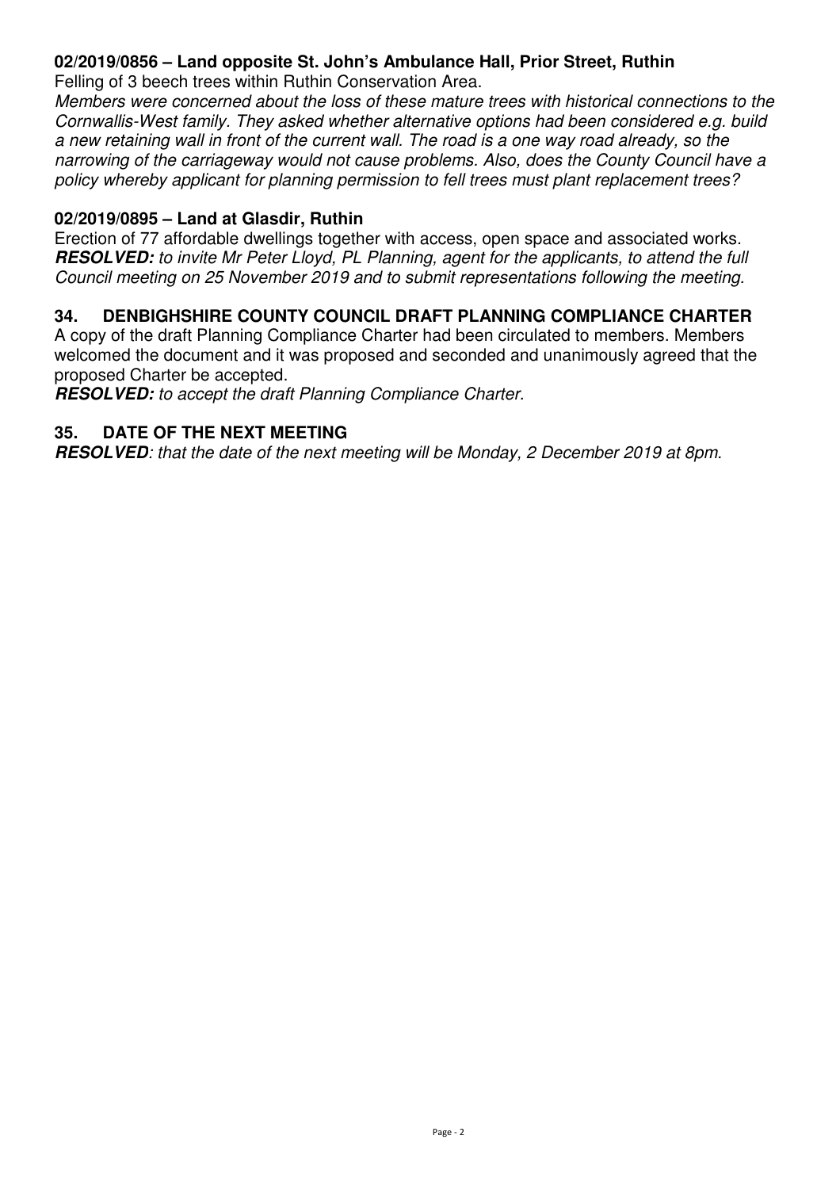**02/2019/0856 – Land opposite St. John's Ambulance Hall, Prior Street, Ruthin**

Felling of 3 beech trees within Ruthin Conservation Area.

*Members were concerned about the loss of these mature trees with historical connections to the Cornwallis-West family. They asked whether alternative options had been considered e.g. build a new retaining wall in front of the current wall. The road is a one way road already, so the narrowing of the carriageway would not cause problems. Also, does the County Council have a policy whereby applicant for planning permission to fell trees must plant replacement trees?*

**02/2019/0895 – Land at Glasdir, Ruthin**

Erection of 77 affordable dwellings together with access, open space and associated works.

***RESOLVED:*** *to invite Mr Peter Lloyd, PL Planning, agent for the applicants, to attend the full Council meeting on 25 November 2019 and to submit representations following the meeting.*

## 34. DENBIGHSHIRE COUNTY COUNCIL DRAFT PLANNING COMPLIANCE CHARTER

A copy of the draft Planning Compliance Charter had been circulated to members. Members welcomed the document and it was proposed and seconded and unanimously agreed that the proposed Charter be accepted.

***RESOLVED:*** *to accept the draft Planning Compliance Charter.*

## 35. DATE OF THE NEXT MEETING

***RESOLVED****: that the date of the next meeting will be Monday, 2 December 2019 at 8pm.*